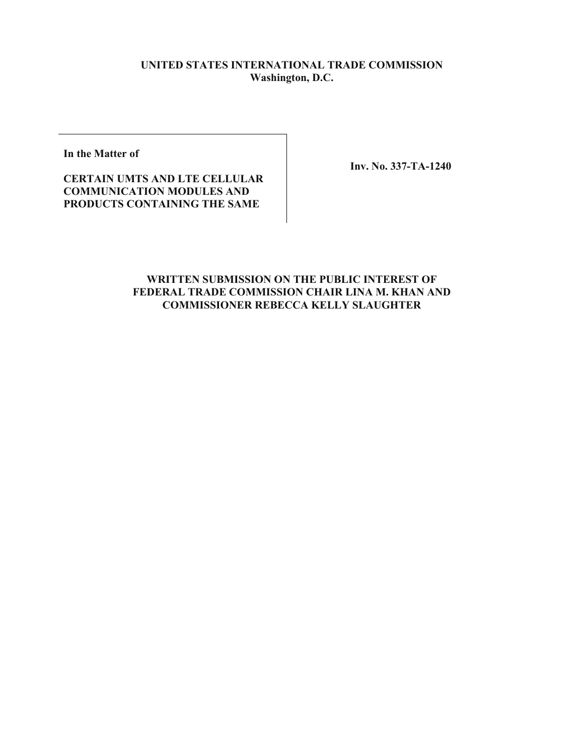**UNITED STATES INTERNATIONAL TRADE COMMISSION**
**Washington, D.C.**

| | |
|---|---|
| **In the Matter of**<br><br>**CERTAIN UMTS AND LTE CELLULAR COMMUNICATION MODULES AND PRODUCTS CONTAINING THE SAME** | **Inv. No. 337-TA-1240** |

# WRITTEN SUBMISSION ON THE PUBLIC INTEREST OF FEDERAL TRADE COMMISSION CHAIR LINA M. KHAN AND COMMISSIONER REBECCA KELLY SLAUGHTER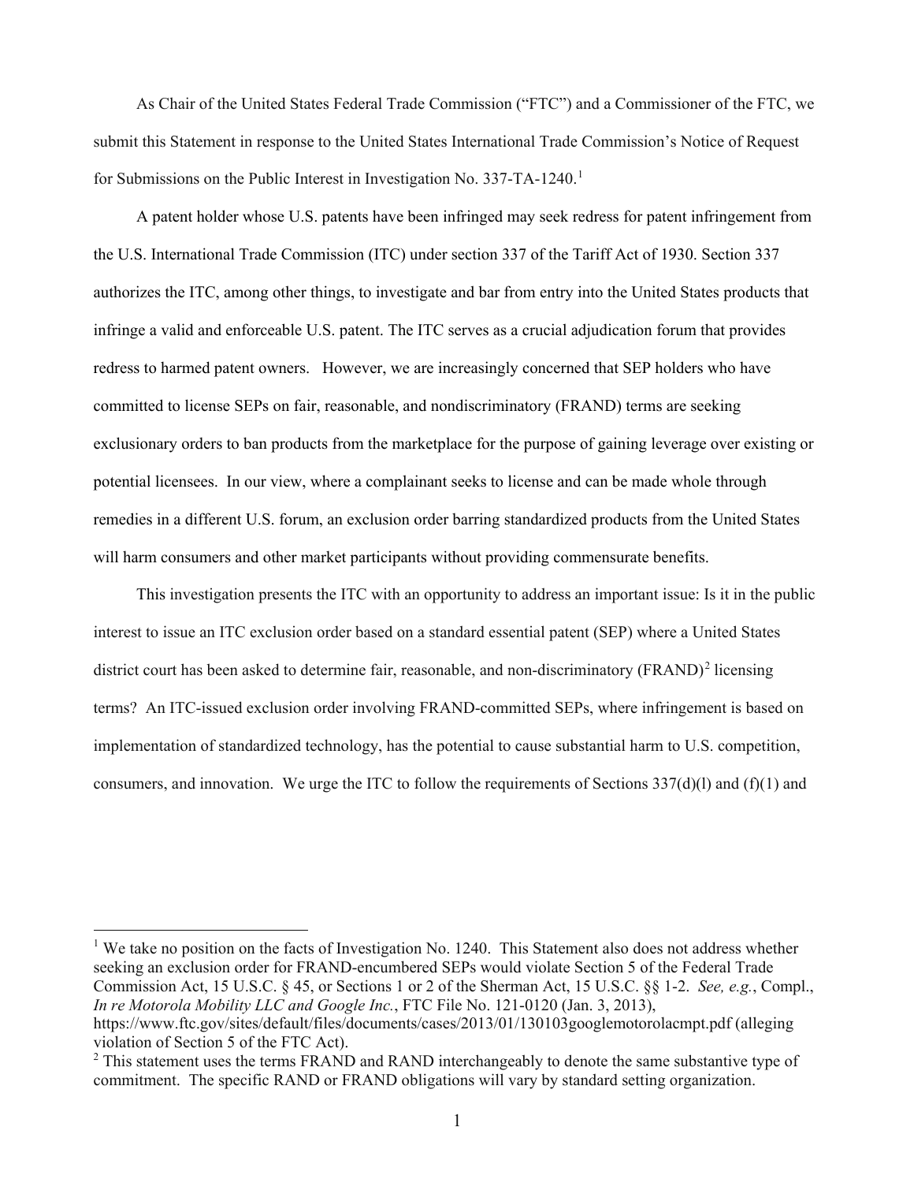As Chair of the United States Federal Trade Commission ("FTC") and a Commissioner of the FTC, we submit this Statement in response to the United States International Trade Commission's Notice of Request for Submissions on the Public Interest in Investigation No. 337-TA-1240.[1]

A patent holder whose U.S. patents have been infringed may seek redress for patent infringement from the U.S. International Trade Commission (ITC) under section 337 of the Tariff Act of 1930. Section 337 authorizes the ITC, among other things, to investigate and bar from entry into the United States products that infringe a valid and enforceable U.S. patent. The ITC serves as a crucial adjudication forum that provides redress to harmed patent owners. However, we are increasingly concerned that SEP holders who have committed to license SEPs on fair, reasonable, and nondiscriminatory (FRAND) terms are seeking exclusionary orders to ban products from the marketplace for the purpose of gaining leverage over existing or potential licensees. In our view, where a complainant seeks to license and can be made whole through remedies in a different U.S. forum, an exclusion order barring standardized products from the United States will harm consumers and other market participants without providing commensurate benefits.

This investigation presents the ITC with an opportunity to address an important issue: Is it in the public interest to issue an ITC exclusion order based on a standard essential patent (SEP) where a United States district court has been asked to determine fair, reasonable, and non-discriminatory (FRAND)[2] licensing terms? An ITC-issued exclusion order involving FRAND-committed SEPs, where infringement is based on implementation of standardized technology, has the potential to cause substantial harm to U.S. competition, consumers, and innovation. We urge the ITC to follow the requirements of Sections 337(d)(l) and (f)(1) and

---

[1] We take no position on the facts of Investigation No. 1240. This Statement also does not address whether seeking an exclusion order for FRAND-encumbered SEPs would violate Section 5 of the Federal Trade Commission Act, 15 U.S.C. § 45, or Sections 1 or 2 of the Sherman Act, 15 U.S.C. §§ 1-2. *See, e.g.*, Compl., *In re Motorola Mobility LLC and Google Inc.*, FTC File No. 121-0120 (Jan. 3, 2013), https://www.ftc.gov/sites/default/files/documents/cases/2013/01/130103googlemotorolacmpt.pdf (alleging violation of Section 5 of the FTC Act).

[2] This statement uses the terms FRAND and RAND interchangeably to denote the same substantive type of commitment. The specific RAND or FRAND obligations will vary by standard setting organization.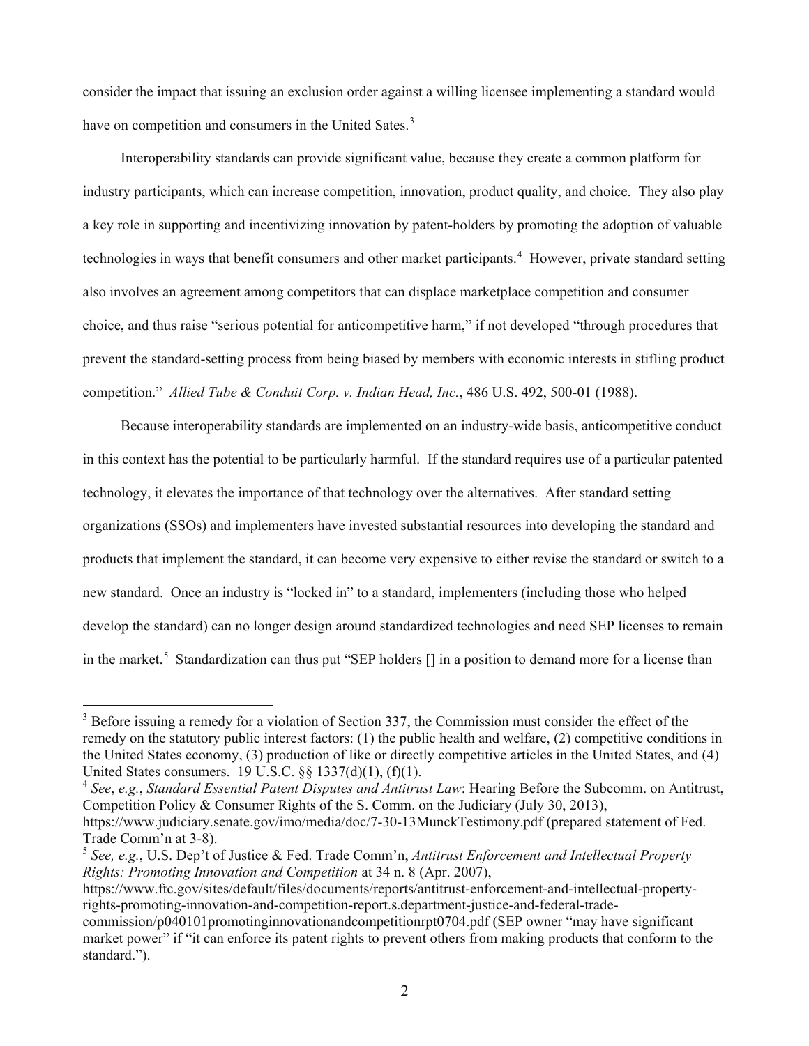consider the impact that issuing an exclusion order against a willing licensee implementing a standard would have on competition and consumers in the United Sates.[3]

Interoperability standards can provide significant value, because they create a common platform for industry participants, which can increase competition, innovation, product quality, and choice. They also play a key role in supporting and incentivizing innovation by patent-holders by promoting the adoption of valuable technologies in ways that benefit consumers and other market participants.[4] However, private standard setting also involves an agreement among competitors that can displace marketplace competition and consumer choice, and thus raise "serious potential for anticompetitive harm," if not developed "through procedures that prevent the standard-setting process from being biased by members with economic interests in stifling product competition." *Allied Tube & Conduit Corp. v. Indian Head, Inc.*, 486 U.S. 492, 500-01 (1988).

Because interoperability standards are implemented on an industry-wide basis, anticompetitive conduct in this context has the potential to be particularly harmful. If the standard requires use of a particular patented technology, it elevates the importance of that technology over the alternatives. After standard setting organizations (SSOs) and implementers have invested substantial resources into developing the standard and products that implement the standard, it can become very expensive to either revise the standard or switch to a new standard. Once an industry is "locked in" to a standard, implementers (including those who helped develop the standard) can no longer design around standardized technologies and need SEP licenses to remain in the market.[5] Standardization can thus put "SEP holders [] in a position to demand more for a license than

---

[3] Before issuing a remedy for a violation of Section 337, the Commission must consider the effect of the remedy on the statutory public interest factors: (1) the public health and welfare, (2) competitive conditions in the United States economy, (3) production of like or directly competitive articles in the United States, and (4) United States consumers. 19 U.S.C. §§ 1337(d)(1), (f)(1).

[4] *See*, *e.g.*, *Standard Essential Patent Disputes and Antitrust Law*: Hearing Before the Subcomm. on Antitrust, Competition Policy & Consumer Rights of the S. Comm. on the Judiciary (July 30, 2013), https://www.judiciary.senate.gov/imo/media/doc/7-30-13MunckTestimony.pdf (prepared statement of Fed. Trade Comm'n at 3-8).

[5] *See, e.g.*, U.S. Dep't of Justice & Fed. Trade Comm'n, *Antitrust Enforcement and Intellectual Property Rights: Promoting Innovation and Competition* at 34 n. 8 (Apr. 2007), https://www.ftc.gov/sites/default/files/documents/reports/antitrust-enforcement-and-intellectual-property-rights-promoting-innovation-and-competition-report.s.department-justice-and-federal-trade-commission/p040101promotinginnovationandcompetitionrpt0704.pdf (SEP owner "may have significant market power" if "it can enforce its patent rights to prevent others from making products that conform to the standard.").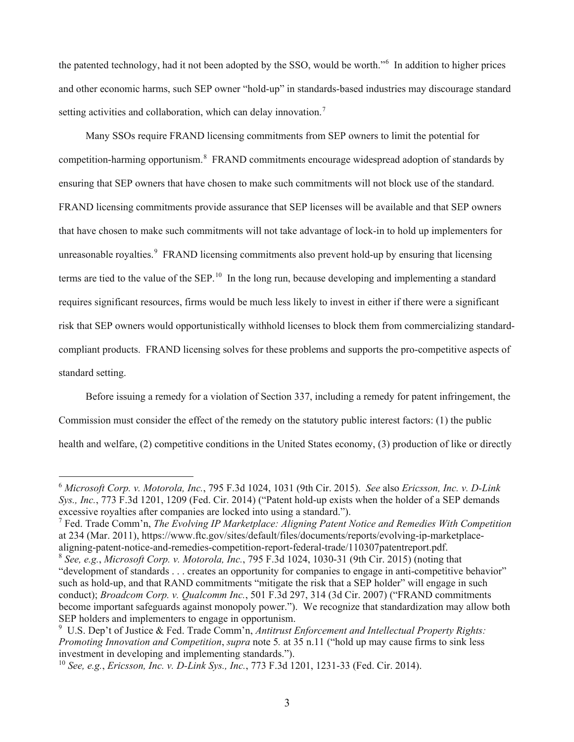the patented technology, had it not been adopted by the SSO, would be worth."[6] In addition to higher prices and other economic harms, such SEP owner "hold-up" in standards-based industries may discourage standard setting activities and collaboration, which can delay innovation.[7]

Many SSOs require FRAND licensing commitments from SEP owners to limit the potential for competition-harming opportunism.[8] FRAND commitments encourage widespread adoption of standards by ensuring that SEP owners that have chosen to make such commitments will not block use of the standard. FRAND licensing commitments provide assurance that SEP licenses will be available and that SEP owners that have chosen to make such commitments will not take advantage of lock-in to hold up implementers for unreasonable royalties.[9] FRAND licensing commitments also prevent hold-up by ensuring that licensing terms are tied to the value of the SEP.[10] In the long run, because developing and implementing a standard requires significant resources, firms would be much less likely to invest in either if there were a significant risk that SEP owners would opportunistically withhold licenses to block them from commercializing standard-compliant products. FRAND licensing solves for these problems and supports the pro-competitive aspects of standard setting.

Before issuing a remedy for a violation of Section 337, including a remedy for patent infringement, the Commission must consider the effect of the remedy on the statutory public interest factors: (1) the public health and welfare, (2) competitive conditions in the United States economy, (3) production of like or directly

---

[6] *Microsoft Corp. v. Motorola, Inc.*, 795 F.3d 1024, 1031 (9th Cir. 2015). *See* also *Ericsson, Inc. v. D-Link Sys., Inc.*, 773 F.3d 1201, 1209 (Fed. Cir. 2014) ("Patent hold-up exists when the holder of a SEP demands excessive royalties after companies are locked into using a standard.").

[7] Fed. Trade Comm'n, *The Evolving IP Marketplace: Aligning Patent Notice and Remedies With Competition* at 234 (Mar. 2011), https://www.ftc.gov/sites/default/files/documents/reports/evolving-ip-marketplace-aligning-patent-notice-and-remedies-competition-report-federal-trade/110307patentreport.pdf.

[8] *See, e.g.*, *Microsoft Corp. v. Motorola, Inc.*, 795 F.3d 1024, 1030-31 (9th Cir. 2015) (noting that "development of standards . . . creates an opportunity for companies to engage in anti-competitive behavior" such as hold-up, and that RAND commitments "mitigate the risk that a SEP holder" will engage in such conduct); *Broadcom Corp. v. Qualcomm Inc.*, 501 F.3d 297, 314 (3d Cir. 2007) ("FRAND commitments become important safeguards against monopoly power."). We recognize that standardization may allow both SEP holders and implementers to engage in opportunism.

[9] U.S. Dep't of Justice & Fed. Trade Comm'n, *Antitrust Enforcement and Intellectual Property Rights: Promoting Innovation and Competition*, *supra* note 5*.* at 35 n.11 ("hold up may cause firms to sink less investment in developing and implementing standards.").

[10] *See, e.g.*, *Ericsson, Inc. v. D-Link Sys., Inc.*, 773 F.3d 1201, 1231-33 (Fed. Cir. 2014).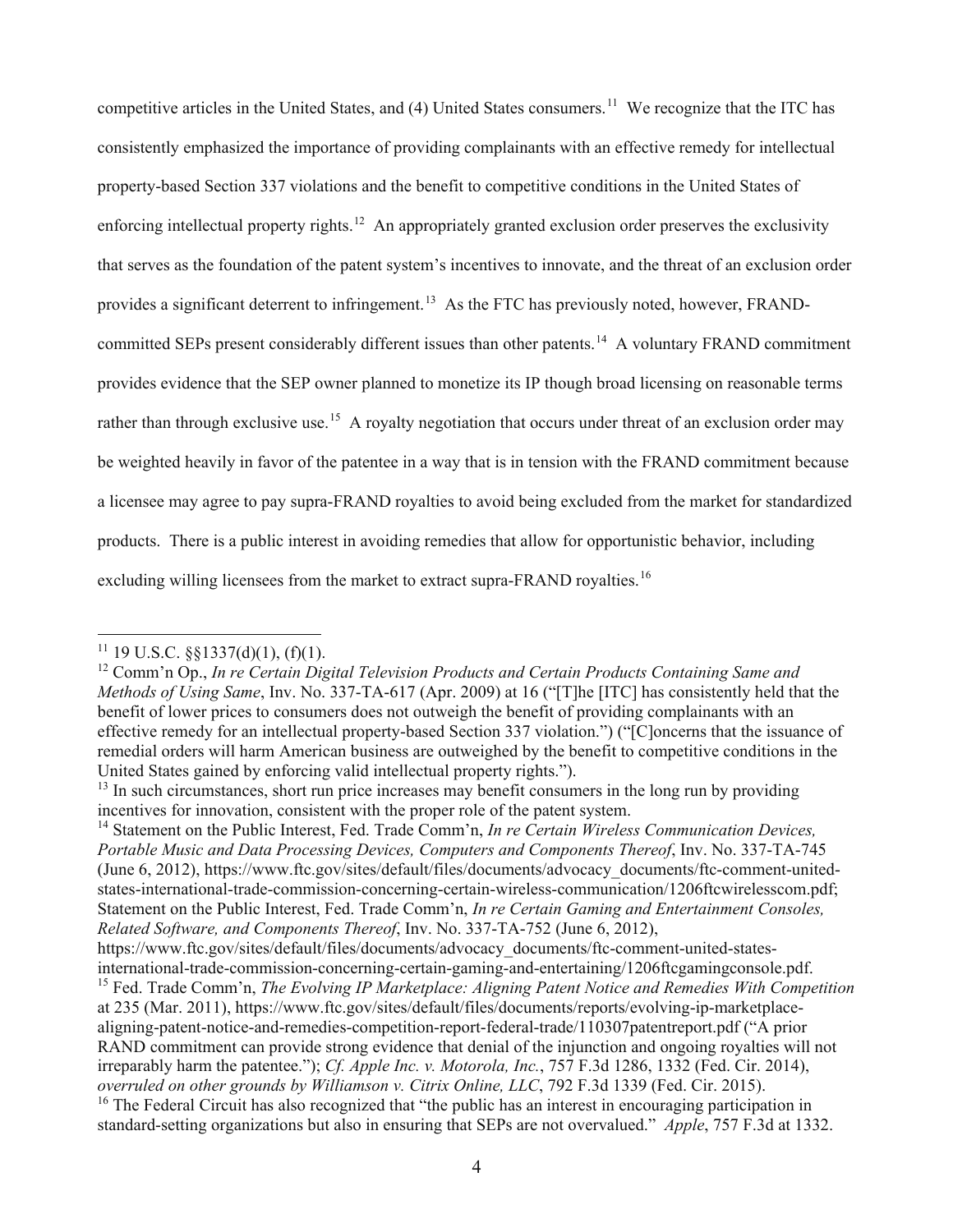competitive articles in the United States, and (4) United States consumers.[11] We recognize that the ITC has consistently emphasized the importance of providing complainants with an effective remedy for intellectual property-based Section 337 violations and the benefit to competitive conditions in the United States of enforcing intellectual property rights.[12] An appropriately granted exclusion order preserves the exclusivity that serves as the foundation of the patent system's incentives to innovate, and the threat of an exclusion order provides a significant deterrent to infringement.[13] As the FTC has previously noted, however, FRAND-committed SEPs present considerably different issues than other patents.[14] A voluntary FRAND commitment provides evidence that the SEP owner planned to monetize its IP though broad licensing on reasonable terms rather than through exclusive use.[15] A royalty negotiation that occurs under threat of an exclusion order may be weighted heavily in favor of the patentee in a way that is in tension with the FRAND commitment because a licensee may agree to pay supra-FRAND royalties to avoid being excluded from the market for standardized products. There is a public interest in avoiding remedies that allow for opportunistic behavior, including excluding willing licensees from the market to extract supra-FRAND royalties.[16]

---

[11] 19 U.S.C. §§1337(d)(1), (f)(1).

[12] Comm'n Op., *In re Certain Digital Television Products and Certain Products Containing Same and Methods of Using Same*, Inv. No. 337-TA-617 (Apr. 2009) at 16 ("[T]he [ITC] has consistently held that the benefit of lower prices to consumers does not outweigh the benefit of providing complainants with an effective remedy for an intellectual property-based Section 337 violation.") ("[C]oncerns that the issuance of remedial orders will harm American business are outweighed by the benefit to competitive conditions in the United States gained by enforcing valid intellectual property rights.").

[13] In such circumstances, short run price increases may benefit consumers in the long run by providing incentives for innovation, consistent with the proper role of the patent system.

[14] Statement on the Public Interest, Fed. Trade Comm'n, *In re Certain Wireless Communication Devices, Portable Music and Data Processing Devices, Computers and Components Thereof*, Inv. No. 337-TA-745 (June 6, 2012), https://www.ftc.gov/sites/default/files/documents/advocacy_documents/ftc-comment-united-states-international-trade-commission-concerning-certain-wireless-communication/1206ftcwirelesscom.pdf; Statement on the Public Interest, Fed. Trade Comm'n, *In re Certain Gaming and Entertainment Consoles, Related Software, and Components Thereof*, Inv. No. 337-TA-752 (June 6, 2012), https://www.ftc.gov/sites/default/files/documents/advocacy_documents/ftc-comment-united-states-international-trade-commission-concerning-certain-gaming-and-entertaining/1206ftcgamingconsole.pdf.

[15] Fed. Trade Comm'n, *The Evolving IP Marketplace: Aligning Patent Notice and Remedies With Competition* at 235 (Mar. 2011), https://www.ftc.gov/sites/default/files/documents/reports/evolving-ip-marketplace-aligning-patent-notice-and-remedies-competition-report-federal-trade/110307patentreport.pdf ("A prior RAND commitment can provide strong evidence that denial of the injunction and ongoing royalties will not irreparably harm the patentee."); *Cf. Apple Inc. v. Motorola, Inc.*, 757 F.3d 1286, 1332 (Fed. Cir. 2014), *overruled on other grounds by Williamson v. Citrix Online, LLC*, 792 F.3d 1339 (Fed. Cir. 2015).

[16] The Federal Circuit has also recognized that "the public has an interest in encouraging participation in standard-setting organizations but also in ensuring that SEPs are not overvalued." *Apple*, 757 F.3d at 1332.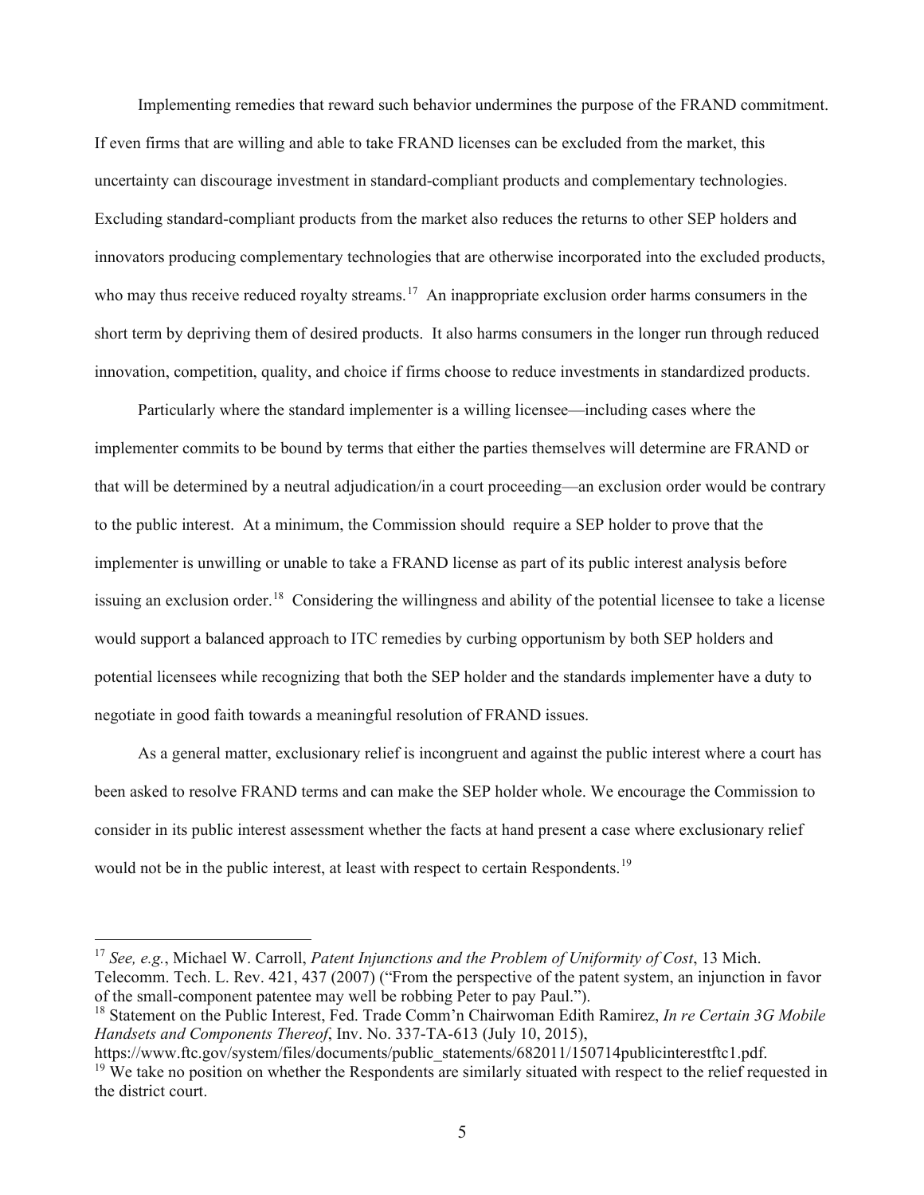Implementing remedies that reward such behavior undermines the purpose of the FRAND commitment. If even firms that are willing and able to take FRAND licenses can be excluded from the market, this uncertainty can discourage investment in standard-compliant products and complementary technologies. Excluding standard-compliant products from the market also reduces the returns to other SEP holders and innovators producing complementary technologies that are otherwise incorporated into the excluded products, who may thus receive reduced royalty streams.[17] An inappropriate exclusion order harms consumers in the short term by depriving them of desired products. It also harms consumers in the longer run through reduced innovation, competition, quality, and choice if firms choose to reduce investments in standardized products.

Particularly where the standard implementer is a willing licensee—including cases where the implementer commits to be bound by terms that either the parties themselves will determine are FRAND or that will be determined by a neutral adjudication/in a court proceeding—an exclusion order would be contrary to the public interest. At a minimum, the Commission should require a SEP holder to prove that the implementer is unwilling or unable to take a FRAND license as part of its public interest analysis before issuing an exclusion order.[18] Considering the willingness and ability of the potential licensee to take a license would support a balanced approach to ITC remedies by curbing opportunism by both SEP holders and potential licensees while recognizing that both the SEP holder and the standards implementer have a duty to negotiate in good faith towards a meaningful resolution of FRAND issues.

As a general matter, exclusionary relief is incongruent and against the public interest where a court has been asked to resolve FRAND terms and can make the SEP holder whole. We encourage the Commission to consider in its public interest assessment whether the facts at hand present a case where exclusionary relief would not be in the public interest, at least with respect to certain Respondents.[19]

---

[17] *See, e.g.*, Michael W. Carroll, *Patent Injunctions and the Problem of Uniformity of Cost*, 13 Mich. Telecomm. Tech. L. Rev. 421, 437 (2007) ("From the perspective of the patent system, an injunction in favor of the small-component patentee may well be robbing Peter to pay Paul.").

[18] Statement on the Public Interest, Fed. Trade Comm'n Chairwoman Edith Ramirez, *In re Certain 3G Mobile Handsets and Components Thereof*, Inv. No. 337-TA-613 (July 10, 2015), https://www.ftc.gov/system/files/documents/public_statements/682011/150714publicinterestftc1.pdf.

[19] We take no position on whether the Respondents are similarly situated with respect to the relief requested in the district court.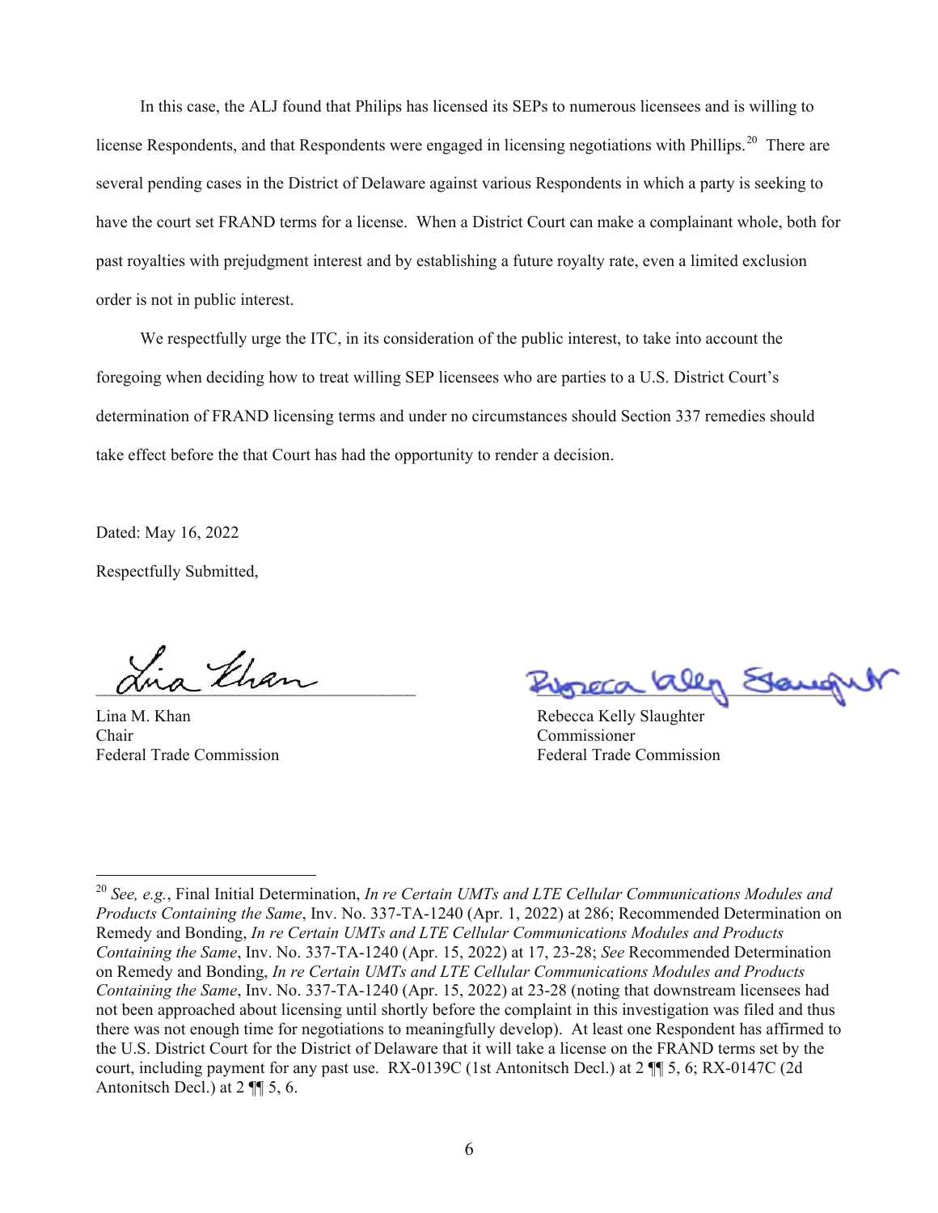In this case, the ALJ found that Philips has licensed its SEPs to numerous licensees and is willing to license Respondents, and that Respondents were engaged in licensing negotiations with Phillips.[20] There are several pending cases in the District of Delaware against various Respondents in which a party is seeking to have the court set FRAND terms for a license. When a District Court can make a complainant whole, both for past royalties with prejudgment interest and by establishing a future royalty rate, even a limited exclusion order is not in public interest.

We respectfully urge the ITC, in its consideration of the public interest, to take into account the foregoing when deciding how to treat willing SEP licensees who are parties to a U.S. District Court's determination of FRAND licensing terms and under no circumstances should Section 337 remedies should take effect before the that Court has had the opportunity to render a decision.

Dated: May 16, 2022

Respectfully Submitted,

Lina M. Khan
Chair
Federal Trade Commission

Rebecca Kelly Slaughter
Commissioner
Federal Trade Commission

---

[20] *See, e.g.*, Final Initial Determination, *In re Certain UMTs and LTE Cellular Communications Modules and Products Containing the Same*, Inv. No. 337-TA-1240 (Apr. 1, 2022) at 286; Recommended Determination on Remedy and Bonding, *In re Certain UMTs and LTE Cellular Communications Modules and Products Containing the Same*, Inv. No. 337-TA-1240 (Apr. 15, 2022) at 17, 23-28; *See* Recommended Determination on Remedy and Bonding, *In re Certain UMTs and LTE Cellular Communications Modules and Products Containing the Same*, Inv. No. 337-TA-1240 (Apr. 15, 2022) at 23-28 (noting that downstream licensees had not been approached about licensing until shortly before the complaint in this investigation was filed and thus there was not enough time for negotiations to meaningfully develop). At least one Respondent has affirmed to the U.S. District Court for the District of Delaware that it will take a license on the FRAND terms set by the court, including payment for any past use. RX-0139C (1st Antonitsch Decl.) at 2 ¶¶ 5, 6; RX-0147C (2d Antonitsch Decl.) at 2 ¶¶ 5, 6.